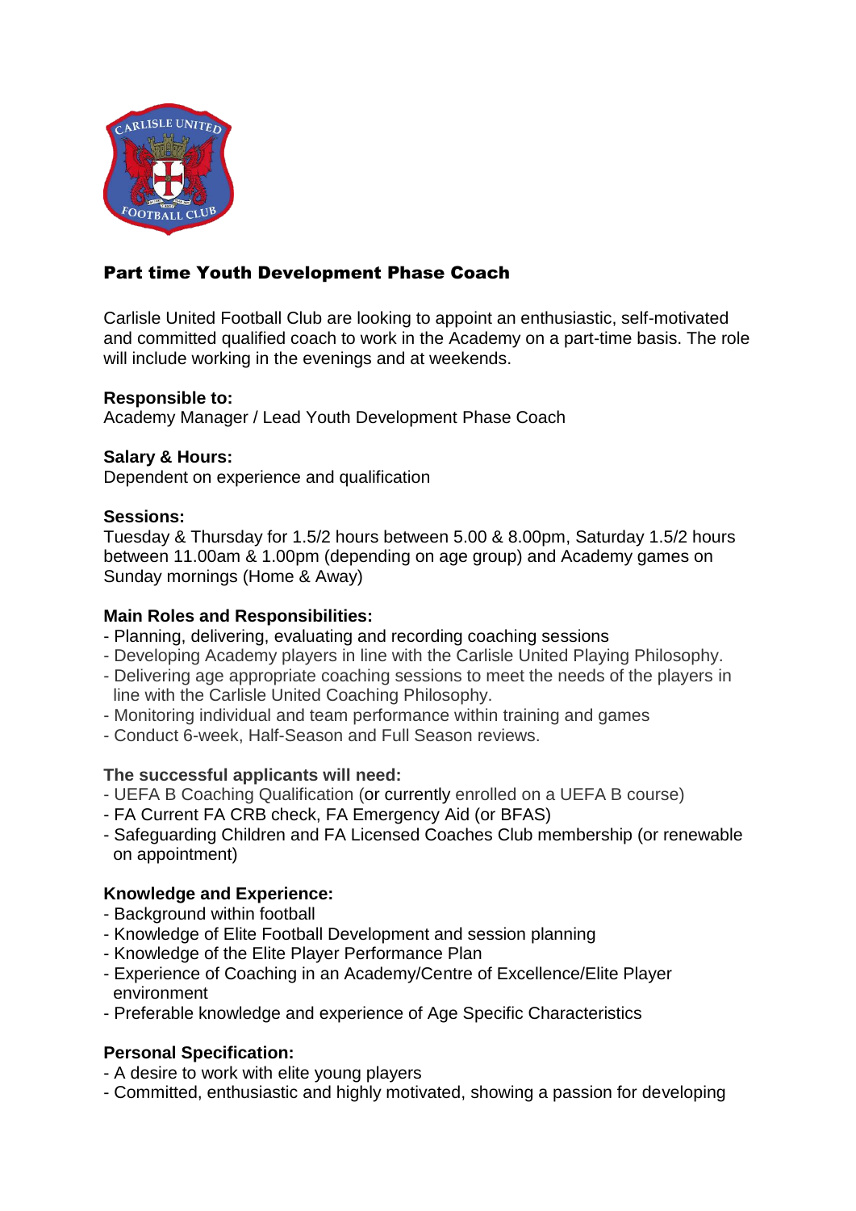## Part time Youth Development Phase Coach

Carlisle United Football Club are looking to appoint an enthusiastic, self-motivated and committed qualified coach to work in the Academy on a part-time basis. The role will include working in the evenings and at weekends.

**Responsible to:**
Academy Manager / Lead Youth Development Phase Coach

**Salary & Hours:**
Dependent on experience and qualification

**Sessions:**
Tuesday & Thursday for 1.5/2 hours between 5.00 & 8.00pm, Saturday 1.5/2 hours between 11.00am & 1.00pm (depending on age group) and Academy games on Sunday mornings (Home & Away)

**Main Roles and Responsibilities:**
- Planning, delivering, evaluating and recording coaching sessions
- Developing Academy players in line with the Carlisle United Playing Philosophy.
- Delivering age appropriate coaching sessions to meet the needs of the players in line with the Carlisle United Coaching Philosophy.
- Monitoring individual and team performance within training and games
- Conduct 6-week, Half-Season and Full Season reviews.

**The successful applicants will need:**
- UEFA B Coaching Qualification (or currently enrolled on a UEFA B course)
- FA Current FA CRB check, FA Emergency Aid (or BFAS)
- Safeguarding Children and FA Licensed Coaches Club membership (or renewable on appointment)

**Knowledge and Experience:**
- Background within football
- Knowledge of Elite Football Development and session planning
- Knowledge of the Elite Player Performance Plan
- Experience of Coaching in an Academy/Centre of Excellence/Elite Player environment
- Preferable knowledge and experience of Age Specific Characteristics

**Personal Specification:**
- A desire to work with elite young players
- Committed, enthusiastic and highly motivated, showing a passion for developing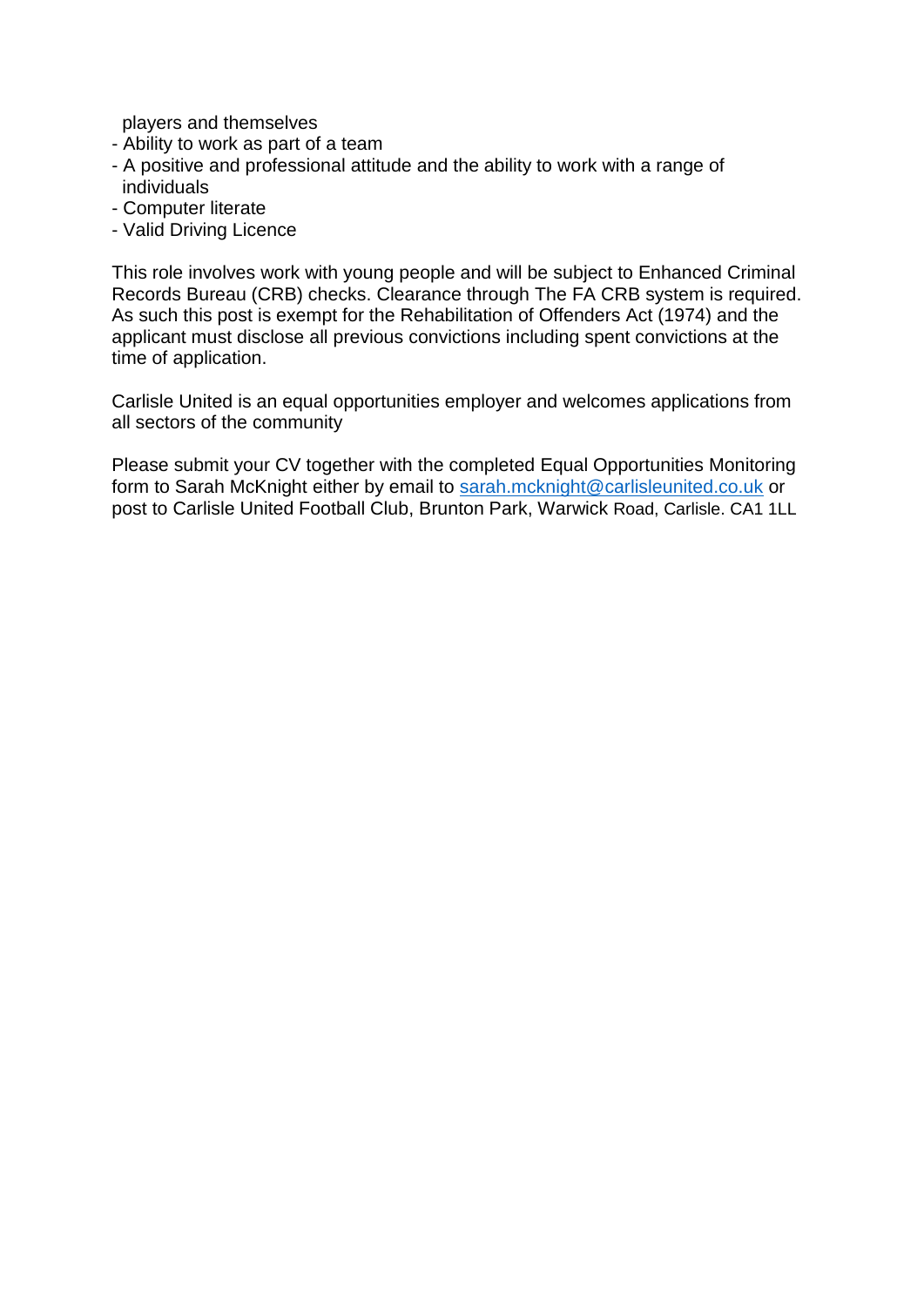players and themselves
- Ability to work as part of a team
- A positive and professional attitude and the ability to work with a range of individuals
- Computer literate
- Valid Driving Licence

This role involves work with young people and will be subject to Enhanced Criminal Records Bureau (CRB) checks. Clearance through The FA CRB system is required. As such this post is exempt for the Rehabilitation of Offenders Act (1974) and the applicant must disclose all previous convictions including spent convictions at the time of application.

Carlisle United is an equal opportunities employer and welcomes applications from all sectors of the community

Please submit your CV together with the completed Equal Opportunities Monitoring form to Sarah McKnight either by email to sarah.mcknight@carlisleunited.co.uk or post to Carlisle United Football Club, Brunton Park, Warwick Road, Carlisle. CA1 1LL